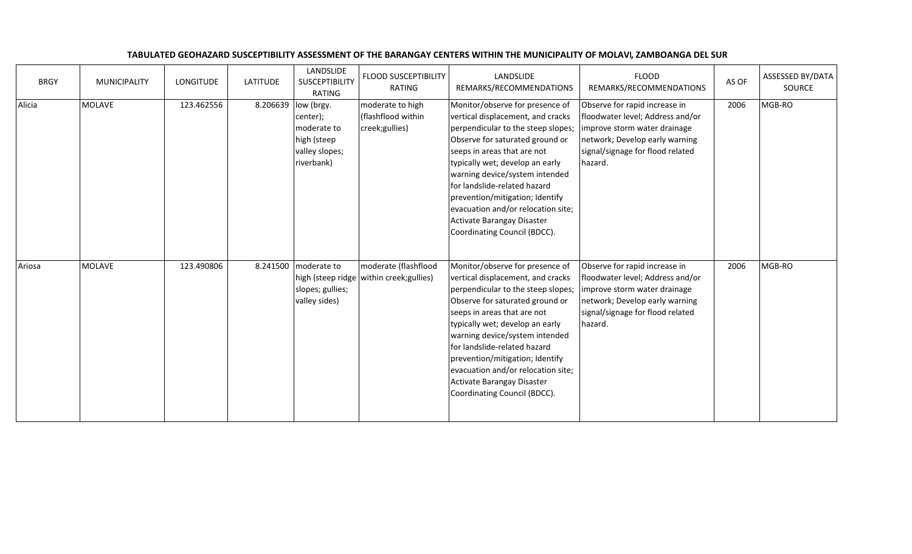**TABULATED GEOHAZARD SUSCEPTIBILITY ASSESSMENT OF THE BARANGAY CENTERS WITHIN THE MUNICIPALITY OF MOLAVI, ZAMBOANGA DEL SUR**

| BRGY | MUNICIPALITY | LONGITUDE | LATITUDE | LANDSLIDE SUSCEPTIBILITY RATING | FLOOD SUSCEPTIBILITY RATING | LANDSLIDE REMARKS/RECOMMENDATIONS | FLOOD REMARKS/RECOMMENDATIONS | AS OF | ASSESSED BY/DATA SOURCE |
|---|---|---|---|---|---|---|---|---|---|
| Alicia | MOLAVE | 123.462556 | 8.206639 | low (brgy. center); moderate to high (steep valley slopes; riverbank) | moderate to high (flashflood within creek;gullies) | Monitor/observe for presence of vertical displacement, and cracks perpendicular to the steep slopes; Observe for saturated ground or seeps in areas that are not typically wet; develop an early warning device/system intended for landslide-related hazard prevention/mitigation; Identify evacuation and/or relocation site; Activate Barangay Disaster Coordinating Council (BDCC). | Observe for rapid increase in floodwater level; Address and/or improve storm water drainage network; Develop early warning signal/signage for flood related hazard. | 2006 | MGB-RO |
| Ariosa | MOLAVE | 123.490806 | 8.241500 | moderate to high (steep ridge slopes; gullies; valley sides) | moderate (flashflood within creek;gullies) | Monitor/observe for presence of vertical displacement, and cracks perpendicular to the steep slopes; Observe for saturated ground or seeps in areas that are not typically wet; develop an early warning device/system intended for landslide-related hazard prevention/mitigation; Identify evacuation and/or relocation site; Activate Barangay Disaster Coordinating Council (BDCC). | Observe for rapid increase in floodwater level; Address and/or improve storm water drainage network; Develop early warning signal/signage for flood related hazard. | 2006 | MGB-RO |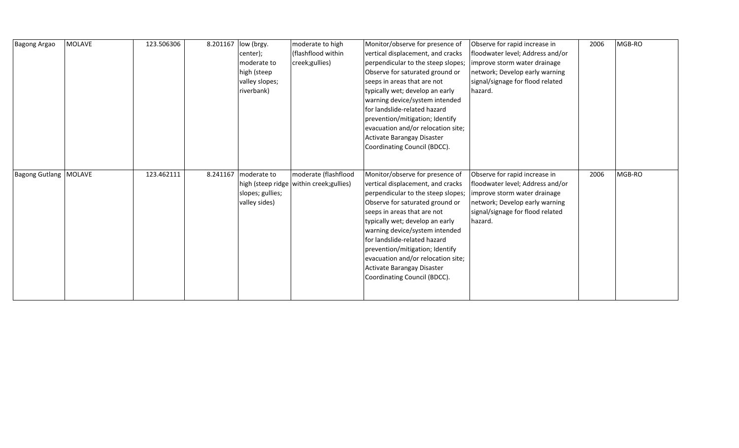| Bagong Argao | MOLAVE | 123.506306 | 8.201167 | low (brgy. center); moderate to high (steep valley slopes; riverbank) | moderate to high (flashflood within creek;gullies) | Monitor/observe for presence of vertical displacement, and cracks perpendicular to the steep slopes; Observe for saturated ground or seeps in areas that are not typically wet; develop an early warning device/system intended for landslide-related hazard prevention/mitigation; Identify evacuation and/or relocation site; Activate Barangay Disaster Coordinating Council (BDCC). | Observe for rapid increase in floodwater level; Address and/or improve storm water drainage network; Develop early warning signal/signage for flood related hazard. | 2006 | MGB-RO |
|---|---|---|---|---|---|---|---|---|---|
| Bagong Gutlang | MOLAVE | 123.462111 | 8.241167 | moderate to high (steep ridge slopes; gullies; valley sides) | moderate (flashflood within creek;gullies) | Monitor/observe for presence of vertical displacement, and cracks perpendicular to the steep slopes; Observe for saturated ground or seeps in areas that are not typically wet; develop an early warning device/system intended for landslide-related hazard prevention/mitigation; Identify evacuation and/or relocation site; Activate Barangay Disaster Coordinating Council (BDCC). | Observe for rapid increase in floodwater level; Address and/or improve storm water drainage network; Develop early warning signal/signage for flood related hazard. | 2006 | MGB-RO |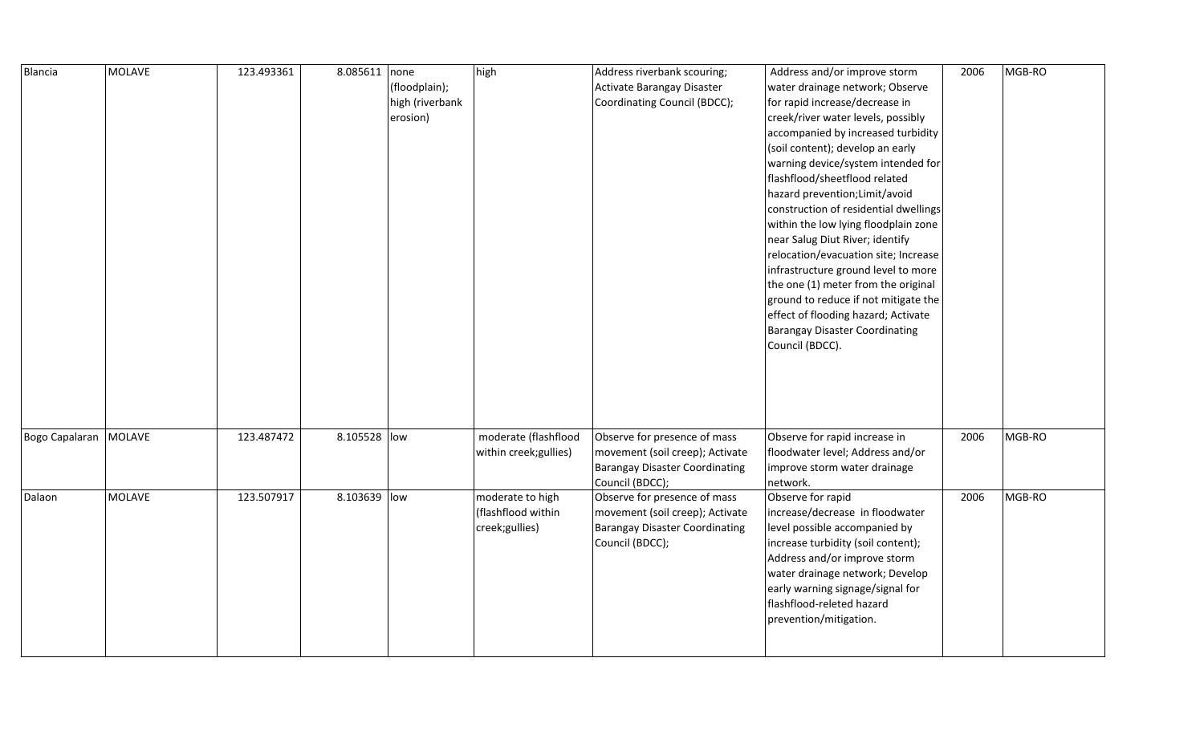| Blancia | MOLAVE | 123.493361 | 8.085611 | none (floodplain); high (riverbank erosion) | high | Address riverbank scouring; Activate Barangay Disaster Coordinating Council (BDCC); | Address and/or improve storm water drainage network; Observe for rapid increase/decrease in creek/river water levels, possibly accompanied by increased turbidity (soil content); develop an early warning device/system intended for flashflood/sheetflood related hazard prevention;Limit/avoid construction of residential dwellings within the low lying floodplain zone near Salug Diut River; identify relocation/evacuation site; Increase infrastructure ground level to more the one (1) meter from the original ground to reduce if not mitigate the effect of flooding hazard; Activate Barangay Disaster Coordinating Council (BDCC). | 2006 | MGB-RO |
|---|---|---|---|---|---|---|---|---|---|
| Bogo Capalaran | MOLAVE | 123.487472 | 8.105528 | low | moderate (flashflood within creek;gullies) | Observe for presence of mass movement (soil creep); Activate Barangay Disaster Coordinating Council (BDCC); | Observe for rapid increase in floodwater level; Address and/or improve storm water drainage network. | 2006 | MGB-RO |
| Dalaon | MOLAVE | 123.507917 | 8.103639 | low | moderate to high (flashflood within creek;gullies) | Observe for presence of mass movement (soil creep); Activate Barangay Disaster Coordinating Council (BDCC); | Observe for rapid increase/decrease in floodwater level possible accompanied by increase turbidity (soil content); Address and/or improve storm water drainage network; Develop early warning signage/signal for flashflood-releted hazard prevention/mitigation. | 2006 | MGB-RO |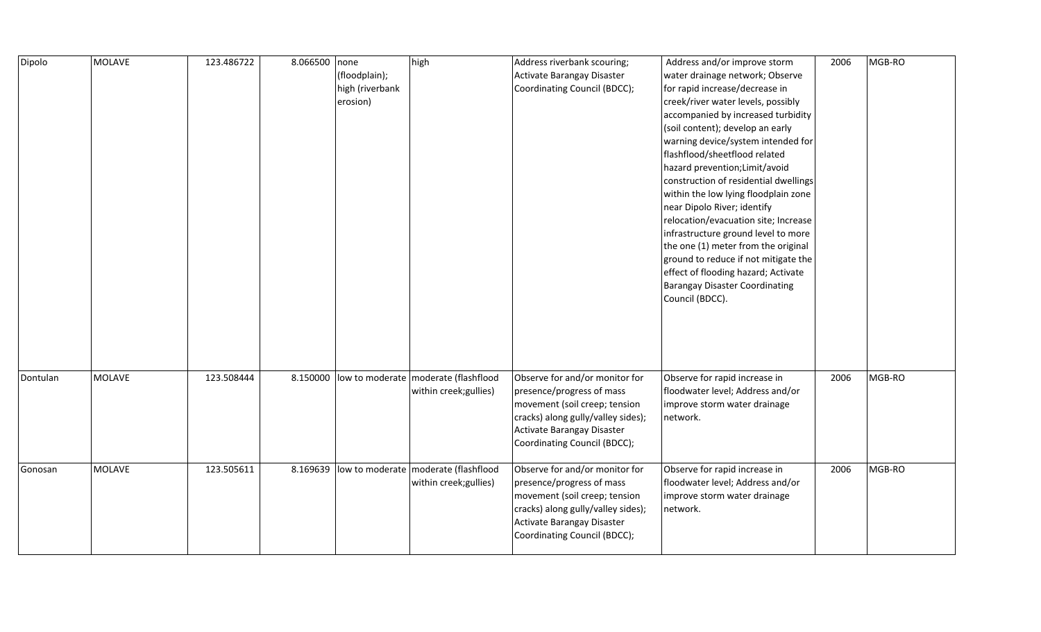| | | | | | | | | | |
|---|---|---|---|---|---|---|---|---|---|
| Dipolo | MOLAVE | 123.486722 | 8.066500 | none (floodplain); high (riverbank erosion) | high | Address riverbank scouring; Activate Barangay Disaster Coordinating Council (BDCC); | Address and/or improve storm water drainage network; Observe for rapid increase/decrease in creek/river water levels, possibly accompanied by increased turbidity (soil content); develop an early warning device/system intended for flashflood/sheetflood related hazard prevention;Limit/avoid construction of residential dwellings within the low lying floodplain zone near Dipolo River; identify relocation/evacuation site; Increase infrastructure ground level to more the one (1) meter from the original ground to reduce if not mitigate the effect of flooding hazard; Activate Barangay Disaster Coordinating Council (BDCC). | 2006 | MGB-RO |
| Dontulan | MOLAVE | 123.508444 | 8.150000 | low to moderate | moderate (flashflood within creek;gullies) | Observe for and/or monitor for presence/progress of mass movement (soil creep; tension cracks) along gully/valley sides); Activate Barangay Disaster Coordinating Council (BDCC); | Observe for rapid increase in floodwater level; Address and/or improve storm water drainage network. | 2006 | MGB-RO |
| Gonosan | MOLAVE | 123.505611 | 8.169639 | low to moderate | moderate (flashflood within creek;gullies) | Observe for and/or monitor for presence/progress of mass movement (soil creep; tension cracks) along gully/valley sides); Activate Barangay Disaster Coordinating Council (BDCC); | Observe for rapid increase in floodwater level; Address and/or improve storm water drainage network. | 2006 | MGB-RO |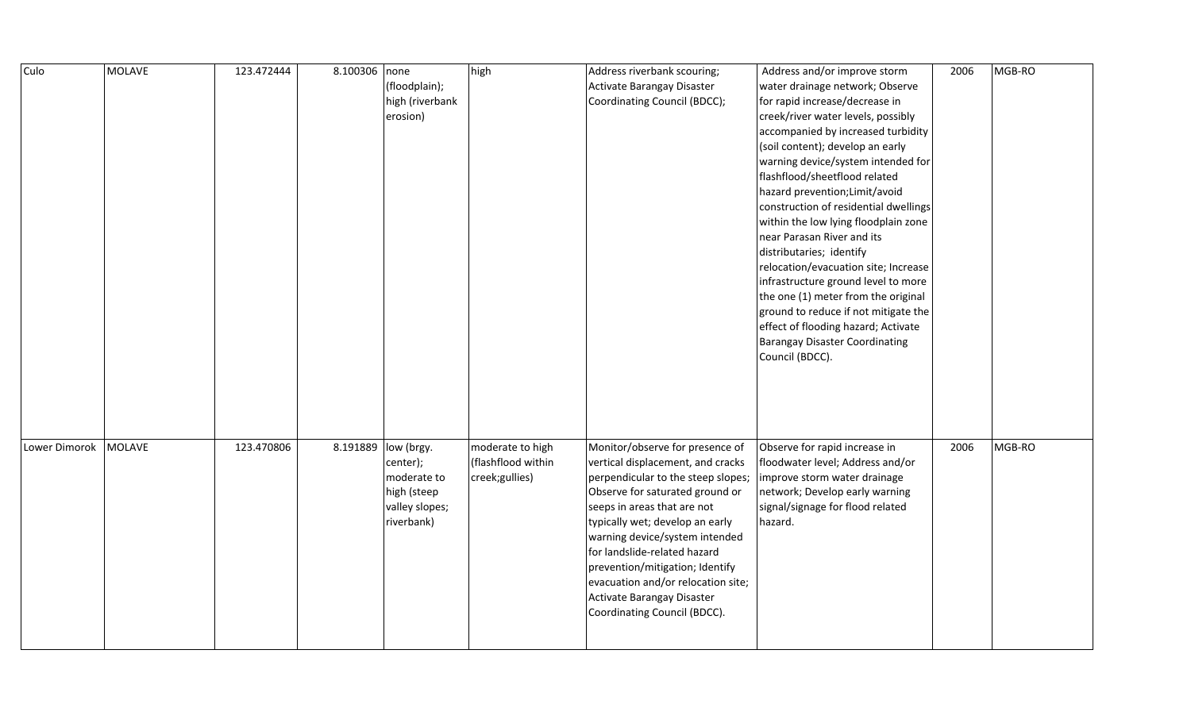| Culo | MOLAVE | 123.472444 | 8.100306 | none (floodplain); high (riverbank erosion) | high | Address riverbank scouring; Activate Barangay Disaster Coordinating Council (BDCC); | Address and/or improve storm water drainage network; Observe for rapid increase/decrease in creek/river water levels, possibly accompanied by increased turbidity (soil content); develop an early warning device/system intended for flashflood/sheetflood related hazard prevention;Limit/avoid construction of residential dwellings within the low lying floodplain zone near Parasan River and its distributaries; identify relocation/evacuation site; Increase infrastructure ground level to more the one (1) meter from the original ground to reduce if not mitigate the effect of flooding hazard; Activate Barangay Disaster Coordinating Council (BDCC). | 2006 | MGB-RO |
|---|---|---|---|---|---|---|---|---|---|
| Lower Dimorok | MOLAVE | 123.470806 | 8.191889 | low (brgy. center); moderate to high (steep valley slopes; riverbank) | moderate to high (flashflood within creek;gullies) | Monitor/observe for presence of vertical displacement, and cracks perpendicular to the steep slopes; Observe for saturated ground or seeps in areas that are not typically wet; develop an early warning device/system intended for landslide-related hazard prevention/mitigation; Identify evacuation and/or relocation site; Activate Barangay Disaster Coordinating Council (BDCC). | Observe for rapid increase in floodwater level; Address and/or improve storm water drainage network; Develop early warning signal/signage for flood related hazard. | 2006 | MGB-RO |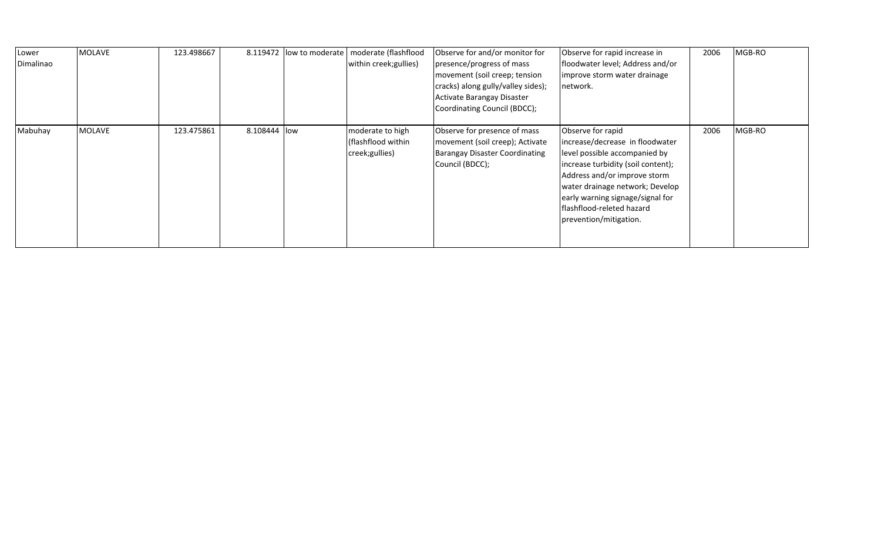| | | | | | | | | | |
|---|---|---|---|---|---|---|---|---|---|
| Lower Dimalinao | MOLAVE | 123.498667 | 8.119472 | low to moderate | moderate (flashflood within creek;gullies) | Observe for and/or monitor for presence/progress of mass movement (soil creep; tension cracks) along gully/valley sides); Activate Barangay Disaster Coordinating Council (BDCC); | Observe for rapid increase in floodwater level; Address and/or improve storm water drainage network. | 2006 | MGB-RO |
| Mabuhay | MOLAVE | 123.475861 | 8.108444 | low | moderate to high (flashflood within creek;gullies) | Observe for presence of mass movement (soil creep); Activate Barangay Disaster Coordinating Council (BDCC); | Observe for rapid increase/decrease in floodwater level possible accompanied by increase turbidity (soil content); Address and/or improve storm water drainage network; Develop early warning signage/signal for flashflood-releted hazard prevention/mitigation. | 2006 | MGB-RO |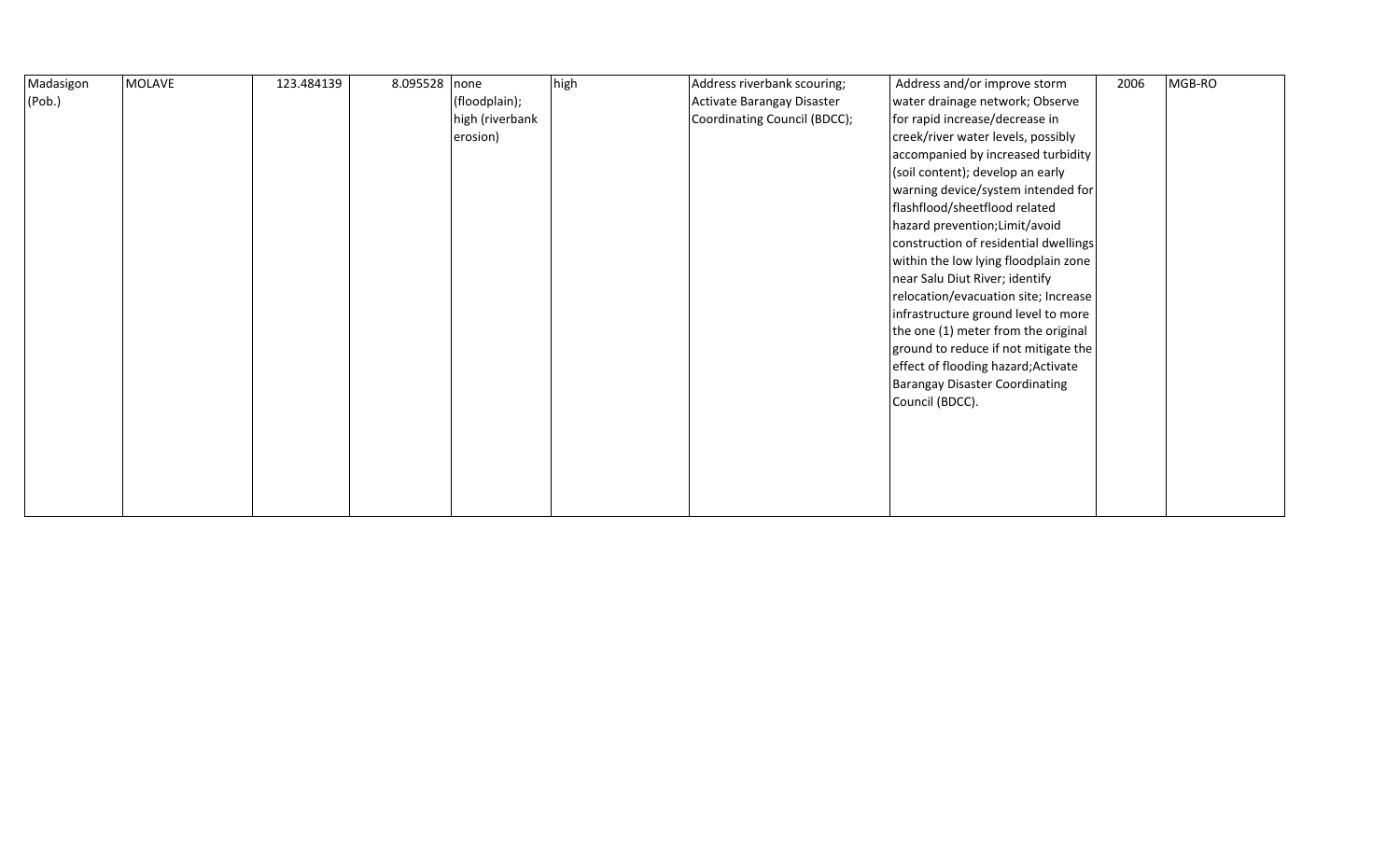| Madasigon (Pob.) | MOLAVE | 123.484139 | 8.095528 | none (floodplain); high (riverbank erosion) | high | Address riverbank scouring; Activate Barangay Disaster Coordinating Council (BDCC); | Address and/or improve storm water drainage network; Observe for rapid increase/decrease in creek/river water levels, possibly accompanied by increased turbidity (soil content); develop an early warning device/system intended for flashflood/sheetflood related hazard prevention;Limit/avoid construction of residential dwellings within the low lying floodplain zone near Salu Diut River; identify relocation/evacuation site; Increase infrastructure ground level to more the one (1) meter from the original ground to reduce if not mitigate the effect of flooding hazard;Activate Barangay Disaster Coordinating Council (BDCC). | 2006 | MGB-RO |
|---|---|---|---|---|---|---|---|---|---|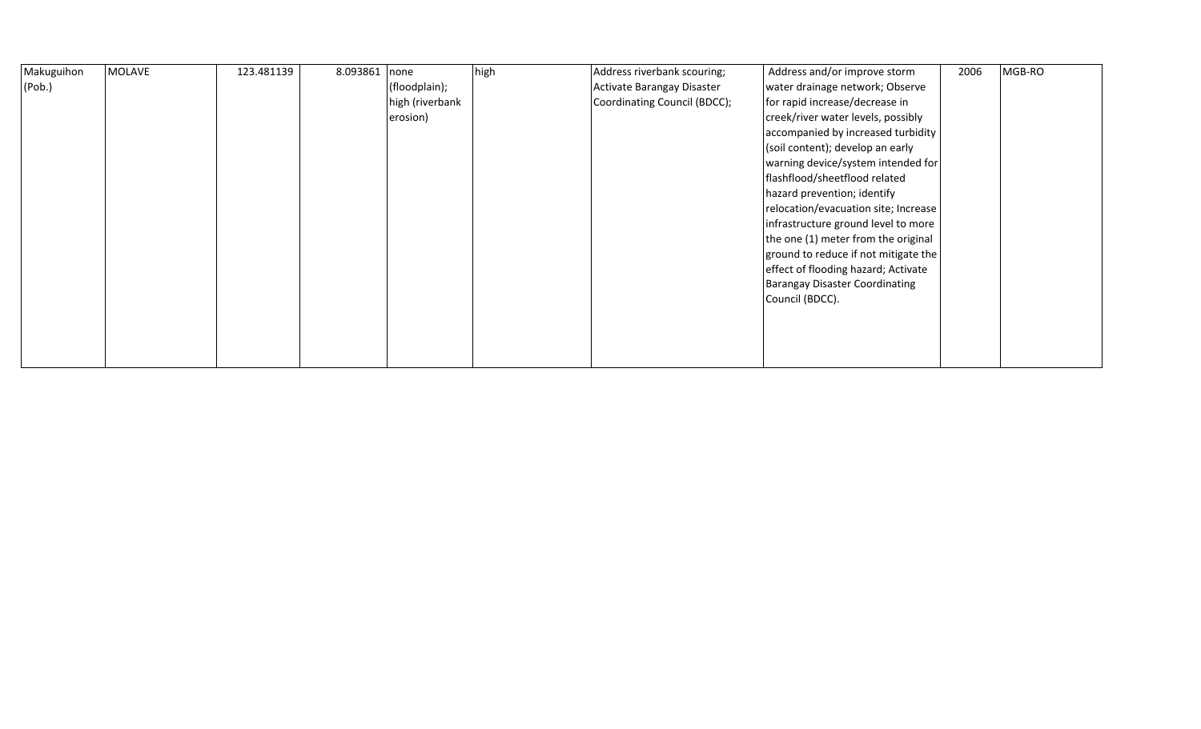| Makuguihon (Pob.) | MOLAVE | 123.481139 | 8.093861 | none (floodplain); high (riverbank erosion) | high | Address riverbank scouring; Activate Barangay Disaster Coordinating Council (BDCC); | Address and/or improve storm water drainage network; Observe for rapid increase/decrease in creek/river water levels, possibly accompanied by increased turbidity (soil content); develop an early warning device/system intended for flashflood/sheetflood related hazard prevention; identify relocation/evacuation site; Increase infrastructure ground level to more the one (1) meter from the original ground to reduce if not mitigate the effect of flooding hazard; Activate Barangay Disaster Coordinating Council (BDCC). | 2006 | MGB-RO |
|---|---|---|---|---|---|---|---|---|---|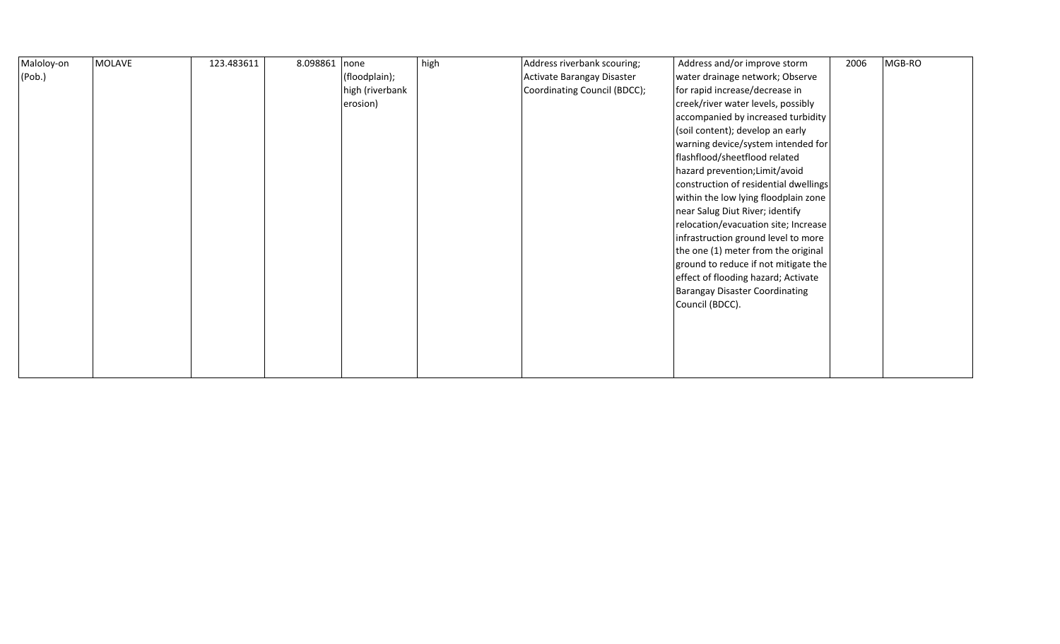| | | | | | | | | | |
|---|---|---|---|---|---|---|---|---|---|
| Maloloy-on (Pob.) | MOLAVE | 123.483611 | 8.098861 | none (floodplain); high (riverbank erosion) | high | Address riverbank scouring; Activate Barangay Disaster Coordinating Council (BDCC); | Address and/or improve storm water drainage network; Observe for rapid increase/decrease in creek/river water levels, possibly accompanied by increased turbidity (soil content); develop an early warning device/system intended for flashflood/sheetflood related hazard prevention;Limit/avoid construction of residential dwellings within the low lying floodplain zone near Salug Diut River; identify relocation/evacuation site; Increase infrastruction ground level to more the one (1) meter from the original ground to reduce if not mitigate the effect of flooding hazard; Activate Barangay Disaster Coordinating Council (BDCC). | 2006 | MGB-RO |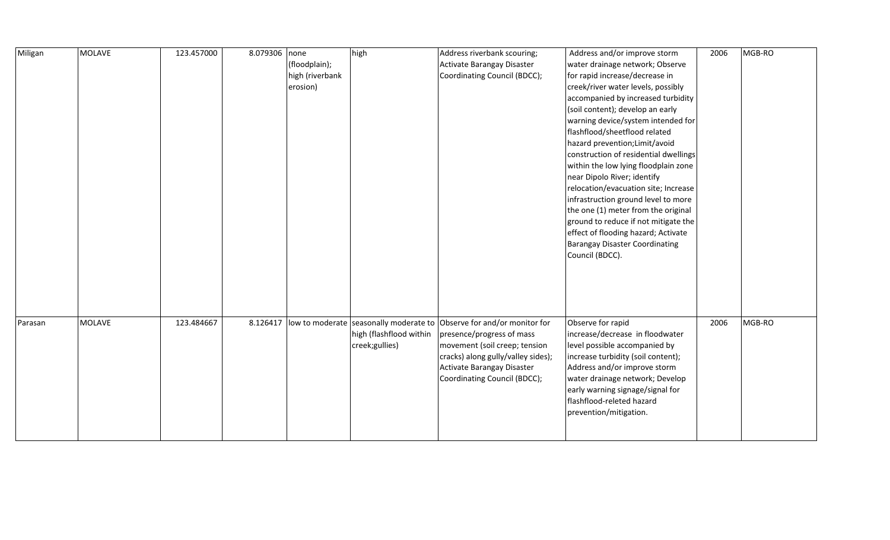| | | | | | | | | | |
|---|---|---|---|---|---|---|---|---|---|
| Miligan | MOLAVE | 123.457000 | 8.079306 | none (floodplain); high (riverbank erosion) | high | Address riverbank scouring; Activate Barangay Disaster Coordinating Council (BDCC); | Address and/or improve storm water drainage network; Observe for rapid increase/decrease in creek/river water levels, possibly accompanied by increased turbidity (soil content); develop an early warning device/system intended for flashflood/sheetflood related hazard prevention;Limit/avoid construction of residential dwellings within the low lying floodplain zone near Dipolo River; identify relocation/evacuation site; Increase infrastruction ground level to more the one (1) meter from the original ground to reduce if not mitigate the effect of flooding hazard; Activate Barangay Disaster Coordinating Council (BDCC). | 2006 | MGB-RO |
| Parasan | MOLAVE | 123.484667 | 8.126417 | low to moderate | seasonally moderate to high (flashflood within creek;gullies) | Observe for and/or monitor for presence/progress of mass movement (soil creep; tension cracks) along gully/valley sides); Activate Barangay Disaster Coordinating Council (BDCC); | Observe for rapid increase/decrease in floodwater level possible accompanied by increase turbidity (soil content); Address and/or improve storm water drainage network; Develop early warning signage/signal for flashflood-releted hazard prevention/mitigation. | 2006 | MGB-RO |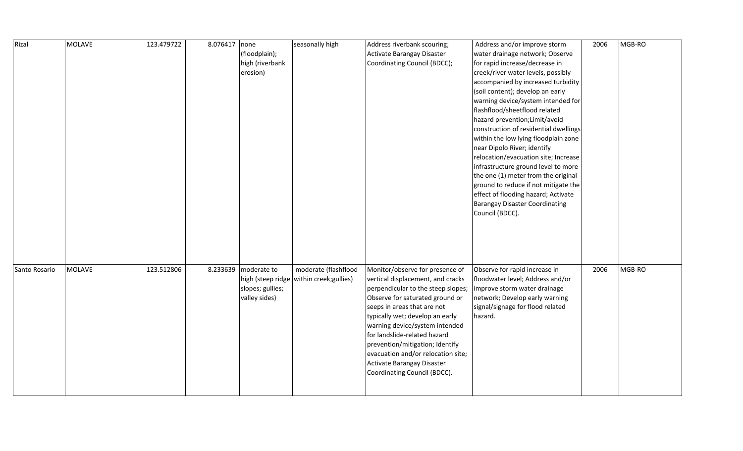| | | | | | | | | | |
|---|---|---|---|---|---|---|---|---|---|
| Rizal | MOLAVE | 123.479722 | 8.076417 | none (floodplain); high (riverbank erosion) | seasonally high | Address riverbank scouring; Activate Barangay Disaster Coordinating Council (BDCC); | Address and/or improve storm water drainage network; Observe for rapid increase/decrease in creek/river water levels, possibly accompanied by increased turbidity (soil content); develop an early warning device/system intended for flashflood/sheetflood related hazard prevention;Limit/avoid construction of residential dwellings within the low lying floodplain zone near Dipolo River; identify relocation/evacuation site; Increase infrastructure ground level to more the one (1) meter from the original ground to reduce if not mitigate the effect of flooding hazard; Activate Barangay Disaster Coordinating Council (BDCC). | 2006 | MGB-RO |
| Santo Rosario | MOLAVE | 123.512806 | 8.233639 | moderate to high (steep ridge slopes; gullies; valley sides) | moderate (flashflood within creek;gullies) | Monitor/observe for presence of vertical displacement, and cracks perpendicular to the steep slopes; Observe for saturated ground or seeps in areas that are not typically wet; develop an early warning device/system intended for landslide-related hazard prevention/mitigation; Identify evacuation and/or relocation site; Activate Barangay Disaster Coordinating Council (BDCC). | Observe for rapid increase in floodwater level; Address and/or improve storm water drainage network; Develop early warning signal/signage for flood related hazard. | 2006 | MGB-RO |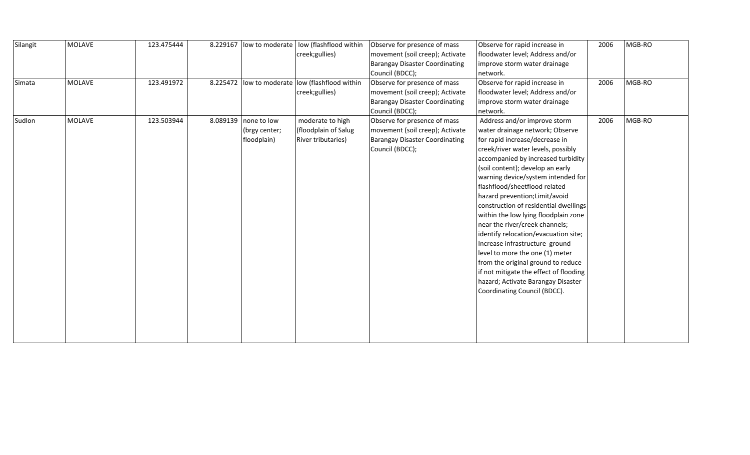| Silangit | MOLAVE | 123.475444 | 8.229167 | low to moderate | low (flashflood within creek;gullies) | Observe for presence of mass movement (soil creep); Activate Barangay Disaster Coordinating Council (BDCC); | Observe for rapid increase in floodwater level; Address and/or improve storm water drainage network. | 2006 | MGB-RO |
|---|---|---|---|---|---|---|---|---|---|
| Simata | MOLAVE | 123.491972 | 8.225472 | low to moderate | low (flashflood within creek;gullies) | Observe for presence of mass movement (soil creep); Activate Barangay Disaster Coordinating Council (BDCC); | Observe for rapid increase in floodwater level; Address and/or improve storm water drainage network. | 2006 | MGB-RO |
| Sudlon | MOLAVE | 123.503944 | 8.089139 | none to low (brgy center; floodplain) | moderate to high (floodplain of Salug River tributaries) | Observe for presence of mass movement (soil creep); Activate Barangay Disaster Coordinating Council (BDCC); | Address and/or improve storm water drainage network; Observe for rapid increase/decrease in creek/river water levels, possibly accompanied by increased turbidity (soil content); develop an early warning device/system intended for flashflood/sheetflood related hazard prevention;Limit/avoid construction of residential dwellings within the low lying floodplain zone near the river/creek channels; identify relocation/evacuation site; Increase infrastructure ground level to more the one (1) meter from the original ground to reduce if not mitigate the effect of flooding hazard; Activate Barangay Disaster Coordinating Council (BDCC). | 2006 | MGB-RO |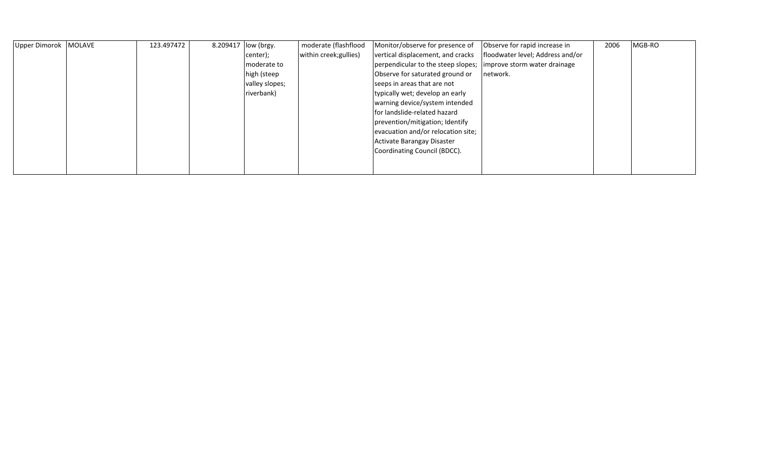| | | | | | | | | | |
|---|---|---|---|---|---|---|---|---|---|
| Upper Dimorok | MOLAVE | 123.497472 | 8.209417 | low (brgy. center); moderate to high (steep valley slopes; riverbank) | moderate (flashflood within creek;gullies) | Monitor/observe for presence of vertical displacement, and cracks perpendicular to the steep slopes; Observe for saturated ground or seeps in areas that are not typically wet; develop an early warning device/system intended for landslide-related hazard prevention/mitigation; Identify evacuation and/or relocation site; Activate Barangay Disaster Coordinating Council (BDCC). | Observe for rapid increase in floodwater level; Address and/or improve storm water drainage network. | 2006 | MGB-RO |